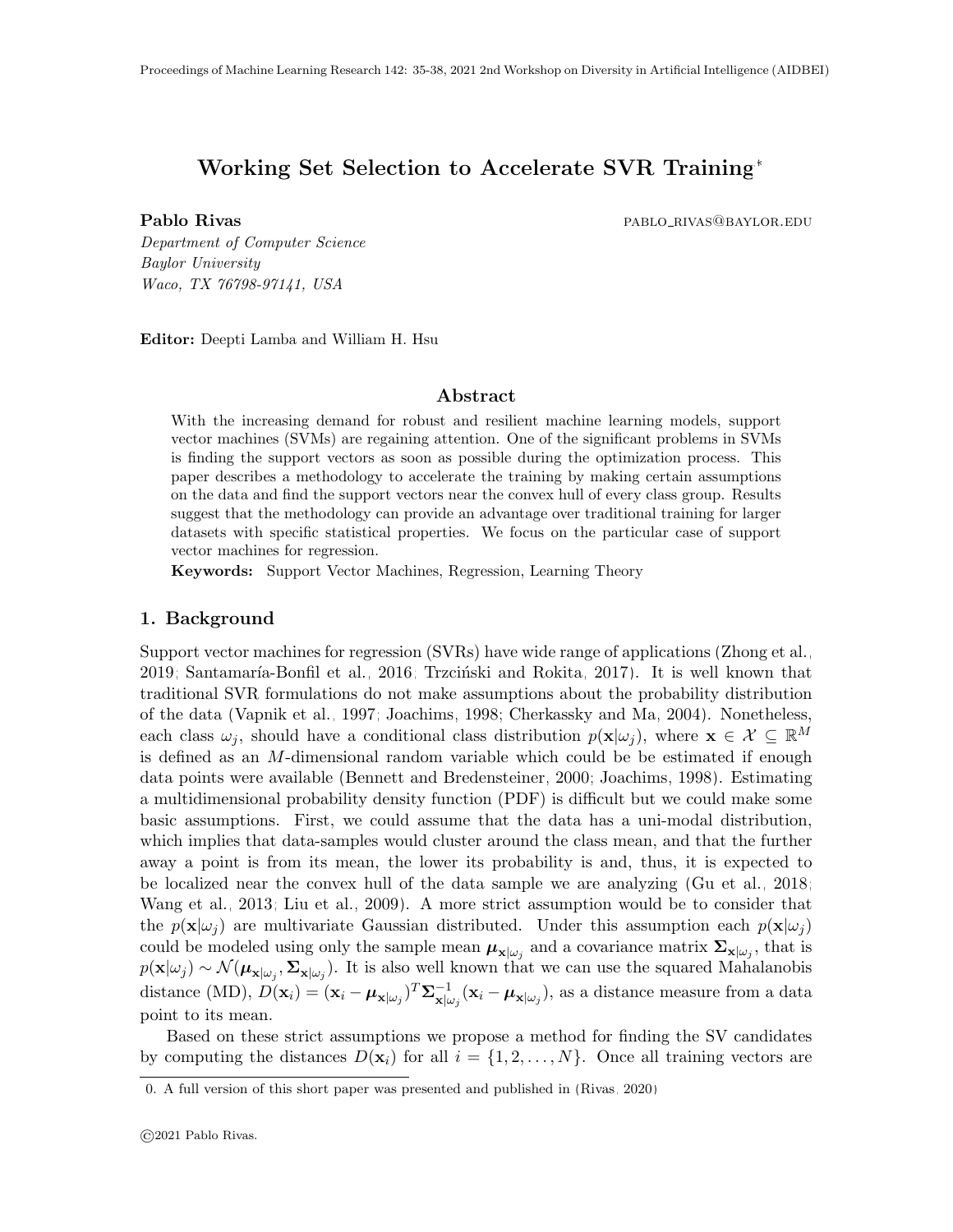# Working Set Selection to Accelerate SVR Training*

**Pablo Rivas** PABLO_RIVAS@BAYLOR.EDU

*Department of Computer Science*
*Baylor University*
*Waco, TX 76798-97141, USA*

**Editor:** Deepti Lamba and William H. Hsu

## Abstract

With the increasing demand for robust and resilient machine learning models, support vector machines (SVMs) are regaining attention. One of the significant problems in SVMs is finding the support vectors as soon as possible during the optimization process. This paper describes a methodology to accelerate the training by making certain assumptions on the data and find the support vectors near the convex hull of every class group. Results suggest that the methodology can provide an advantage over traditional training for larger datasets with specific statistical properties. We focus on the particular case of support vector machines for regression.

**Keywords:** Support Vector Machines, Regression, Learning Theory

## 1. Background

Support vector machines for regression (SVRs) have wide range of applications (Zhong et al., 2019; Santamaría-Bonfil et al., 2016; Trzciński and Rokita, 2017). It is well known that traditional SVR formulations do not make assumptions about the probability distribution of the data (Vapnik et al., 1997; Joachims, 1998; Cherkassky and Ma, 2004). Nonetheless, each class $\omega_j$, should have a conditional class distribution $p(\mathbf{x}|\omega_j)$, where $\mathbf{x} \in \mathcal{X} \subseteq \mathbb{R}^M$ is defined as an $M$-dimensional random variable which could be be estimated if enough data points were available (Bennett and Bredensteiner, 2000; Joachims, 1998). Estimating a multidimensional probability density function (PDF) is difficult but we could make some basic assumptions. First, we could assume that the data has a uni-modal distribution, which implies that data-samples would cluster around the class mean, and that the further away a point is from its mean, the lower its probability is and, thus, it is expected to be localized near the convex hull of the data sample we are analyzing (Gu et al., 2018; Wang et al., 2013; Liu et al., 2009). A more strict assumption would be to consider that the $p(\mathbf{x}|\omega_j)$ are multivariate Gaussian distributed. Under this assumption each $p(\mathbf{x}|\omega_j)$ could be modeled using only the sample mean $\boldsymbol{\mu}_{\mathbf{x}|\omega_j}$ and a covariance matrix $\boldsymbol{\Sigma}_{\mathbf{x}|\omega_j}$, that is $p(\mathbf{x}|\omega_j) \sim \mathcal{N}(\boldsymbol{\mu}_{\mathbf{x}|\omega_j}, \boldsymbol{\Sigma}_{\mathbf{x}|\omega_j})$. It is also well known that we can use the squared Mahalanobis distance (MD), $D(\mathbf{x}_i) = (\mathbf{x}_i - \boldsymbol{\mu}_{\mathbf{x}|\omega_j})^T \boldsymbol{\Sigma}_{\mathbf{x}|\omega_j}^{-1} (\mathbf{x}_i - \boldsymbol{\mu}_{\mathbf{x}|\omega_j})$, as a distance measure from a data point to its mean.

Based on these strict assumptions we propose a method for finding the SV candidates by computing the distances $D(\mathbf{x}_i)$ for all $i = \{1, 2, \ldots, N\}$. Once all training vectors are

0. A full version of this short paper was presented and published in (Rivas, 2020)

©2021 Pablo Rivas.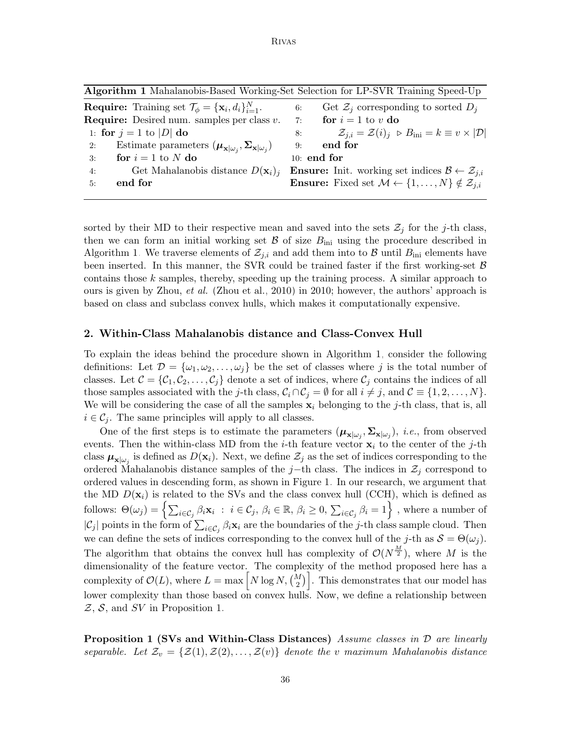**Algorithm 1** Mahalanobis-Based Working-Set Selection for LP-SVR Training Speed-Up

**Require:** Training set $\mathcal{T}_\phi = \{\mathbf{x}_i, d_i\}_{i=1}^N$.
**Require:** Desired num. samples per class $v$.
1: **for** $j = 1$ to $|D|$ **do**
2: Estimate parameters $(\boldsymbol{\mu}_{\mathbf{x}|\omega_j}, \boldsymbol{\Sigma}_{\mathbf{x}|\omega_j})$
3: **for** $i = 1$ to $N$ **do**
4: Get Mahalanobis distance $D(\mathbf{x}_i)_j$
5: **end for**
6: Get $\mathcal{Z}_j$ corresponding to sorted $D_j$
7: **for** $i = 1$ to $v$ **do**
8: $\mathcal{Z}_{j,i} = \mathcal{Z}(i)_j$ ▷ $B_{\text{ini}} = k \equiv v \times |\mathcal{D}|$
9: **end for**
10: **end for**
**Ensure:** Init. working set indices $\mathcal{B} \leftarrow \mathcal{Z}_{j,i}$
**Ensure:** Fixed set $\mathcal{M} \leftarrow \{1, \ldots, N\} \notin \mathcal{Z}_{j,i}$

sorted by their MD to their respective mean and saved into the sets $\mathcal{Z}_j$ for the $j$-th class, then we can form an initial working set $\mathcal{B}$ of size $B_{\text{ini}}$ using the procedure described in Algorithm 1. We traverse elements of $\mathcal{Z}_{j,i}$ and add them into to $\mathcal{B}$ until $B_{\text{ini}}$ elements have been inserted. In this manner, the SVR could be trained faster if the first working-set $\mathcal{B}$ contains those $k$ samples, thereby, speeding up the training process. A similar approach to ours is given by Zhou, *et al.* (Zhou et al., 2010) in 2010; however, the authors' approach is based on class and subclass convex hulls, which makes it computationally expensive.

## 2. Within-Class Mahalanobis distance and Class-Convex Hull

To explain the ideas behind the procedure shown in Algorithm 1, consider the following definitions: Let $\mathcal{D} = \{\omega_1, \omega_2, \ldots, \omega_j\}$ be the set of classes where $j$ is the total number of classes. Let $\mathcal{C} = \{\mathcal{C}_1, \mathcal{C}_2, \ldots, \mathcal{C}_j\}$ denote a set of indices, where $\mathcal{C}_j$ contains the indices of all those samples associated with the $j$-th class, $\mathcal{C}_i \cap \mathcal{C}_j = \emptyset$ for all $i \neq j$, and $\mathcal{C} \equiv \{1, 2, \ldots, N\}$. We will be considering the case of all the samples $\mathbf{x}_i$ belonging to the $j$-th class, that is, all $i \in \mathcal{C}_j$. The same principles will apply to all classes.

One of the first steps is to estimate the parameters $(\boldsymbol{\mu}_{\mathbf{x}|\omega_j}, \boldsymbol{\Sigma}_{\mathbf{x}|\omega_j})$, *i.e.*, from observed events. Then the within-class MD from the $i$-th feature vector $\mathbf{x}_i$ to the center of the $j$-th class $\boldsymbol{\mu}_{\mathbf{x}|\omega_j}$ is defined as $D(\mathbf{x}_i)$. Next, we define $\mathcal{Z}_j$ as the set of indices corresponding to the ordered Mahalanobis distance samples of the $j-$th class. The indices in $\mathcal{Z}_j$ correspond to ordered values in descending form, as shown in Figure 1. In our research, we argument that the MD $D(\mathbf{x}_i)$ is related to the SVs and the class convex hull (CCH), which is defined as follows: $\Theta(\omega_j) = \left\{ \sum_{i \in \mathcal{C}_j} \beta_i \mathbf{x}_i \ : \ i \in \mathcal{C}_j, \, \beta_i \in \mathbb{R}, \, \beta_i \geq 0, \, \sum_{i \in \mathcal{C}_j} \beta_i = 1 \right\}$ , where a number of $|\mathcal{C}_j|$ points in the form of $\sum_{i \in \mathcal{C}_j} \beta_i \mathbf{x}_i$ are the boundaries of the $j$-th class sample cloud. Then we can define the sets of indices corresponding to the convex hull of the $j$-th as $\mathcal{S} = \Theta(\omega_j)$. The algorithm that obtains the convex hull has complexity of $\mathcal{O}(N^{\frac{M}{2}})$, where $M$ is the dimensionality of the feature vector. The complexity of the method proposed here has a complexity of $\mathcal{O}(L)$, where $L = \max \left[ N \log N, \binom{M}{2} \right]$. This demonstrates that our model has lower complexity than those based on convex hulls. Now, we define a relationship between $\mathcal{Z}$, $\mathcal{S}$, and $SV$ in Proposition 1.

**Proposition 1 (SVs and Within-Class Distances)** *Assume classes in $\mathcal{D}$ are linearly separable. Let $\mathcal{Z}_v = \{\mathcal{Z}(1), \mathcal{Z}(2), \ldots, \mathcal{Z}(v)\}$ denote the $v$ maximum Mahalanobis distance*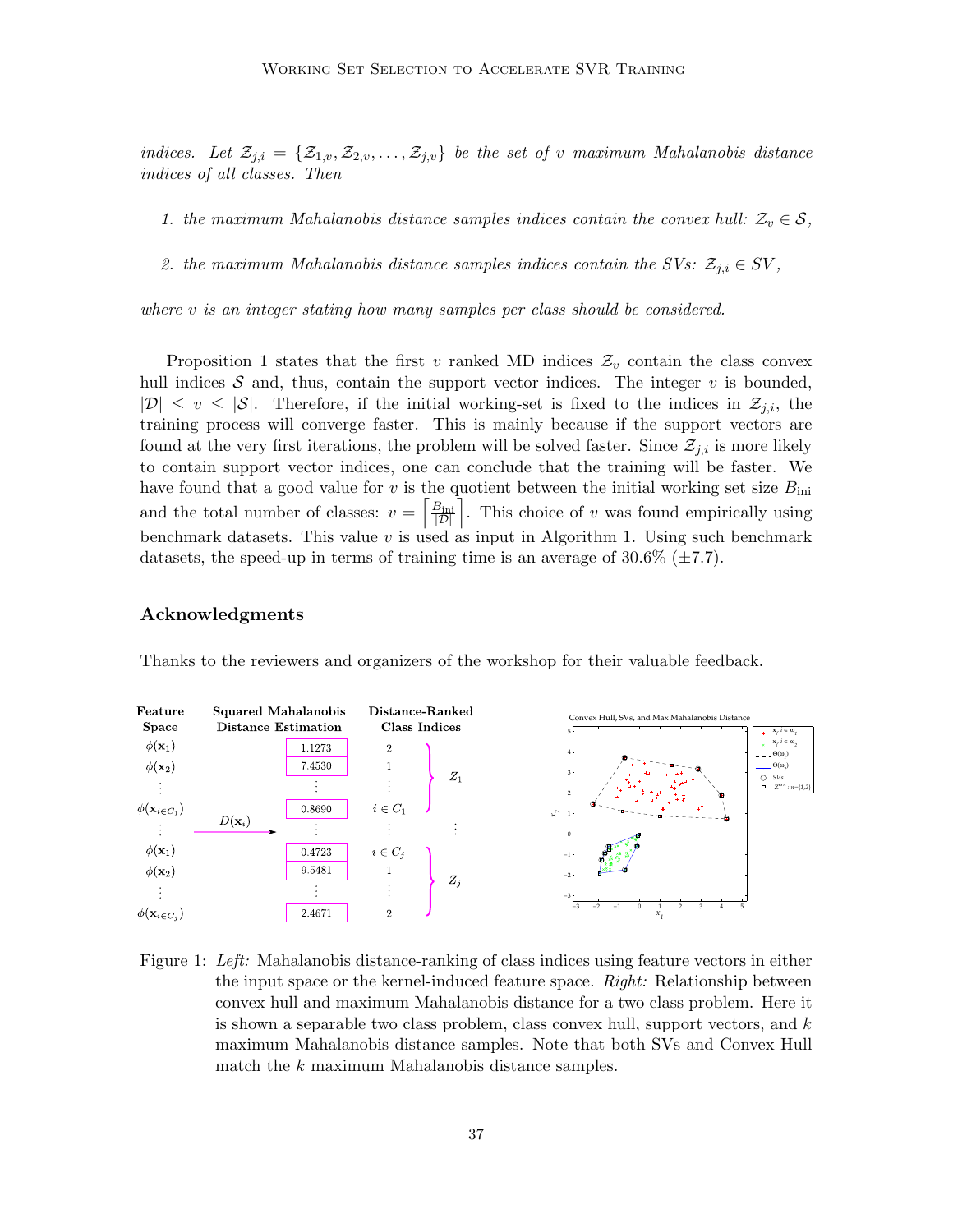*indices. Let* $\mathcal{Z}_{j,i} = \{\mathcal{Z}_{1,v}, \mathcal{Z}_{2,v}, \ldots, \mathcal{Z}_{j,v}\}$ *be the set of* $v$ *maximum Mahalanobis distance indices of all classes. Then*

1. *the maximum Mahalanobis distance samples indices contain the convex hull:* $\mathcal{Z}_v \in \mathcal{S}$,

2. *the maximum Mahalanobis distance samples indices contain the SVs:* $\mathcal{Z}_{j,i} \in SV$,

*where* $v$ *is an integer stating how many samples per class should be considered.*

Proposition 1 states that the first $v$ ranked MD indices $\mathcal{Z}_v$ contain the class convex hull indices $\mathcal{S}$ and, thus, contain the support vector indices. The integer $v$ is bounded, $|\mathcal{D}| \leq v \leq |\mathcal{S}|$. Therefore, if the initial working-set is fixed to the indices in $\mathcal{Z}_{j,i}$, the training process will converge faster. This is mainly because if the support vectors are found at the very first iterations, the problem will be solved faster. Since $\mathcal{Z}_{j,i}$ is more likely to contain support vector indices, one can conclude that the training will be faster. We have found that a good value for $v$ is the quotient between the initial working set size $B_{\text{ini}}$ and the total number of classes: $v = \left\lceil \frac{B_{\text{ini}}}{|\mathcal{D}|} \right\rceil$. This choice of $v$ was found empirically using benchmark datasets. This value $v$ is used as input in Algorithm 1. Using such benchmark datasets, the speed-up in terms of training time is an average of 30.6% (±7.7).

## Acknowledgments

Thanks to the reviewers and organizers of the workshop for their valuable feedback.

Figure 1: *Left:* Mahalanobis distance-ranking of class indices using feature vectors in either the input space or the kernel-induced feature space. *Right:* Relationship between convex hull and maximum Mahalanobis distance for a two class problem. Here it is shown a separable two class problem, class convex hull, support vectors, and $k$ maximum Mahalanobis distance samples. Note that both SVs and Convex Hull match the $k$ maximum Mahalanobis distance samples.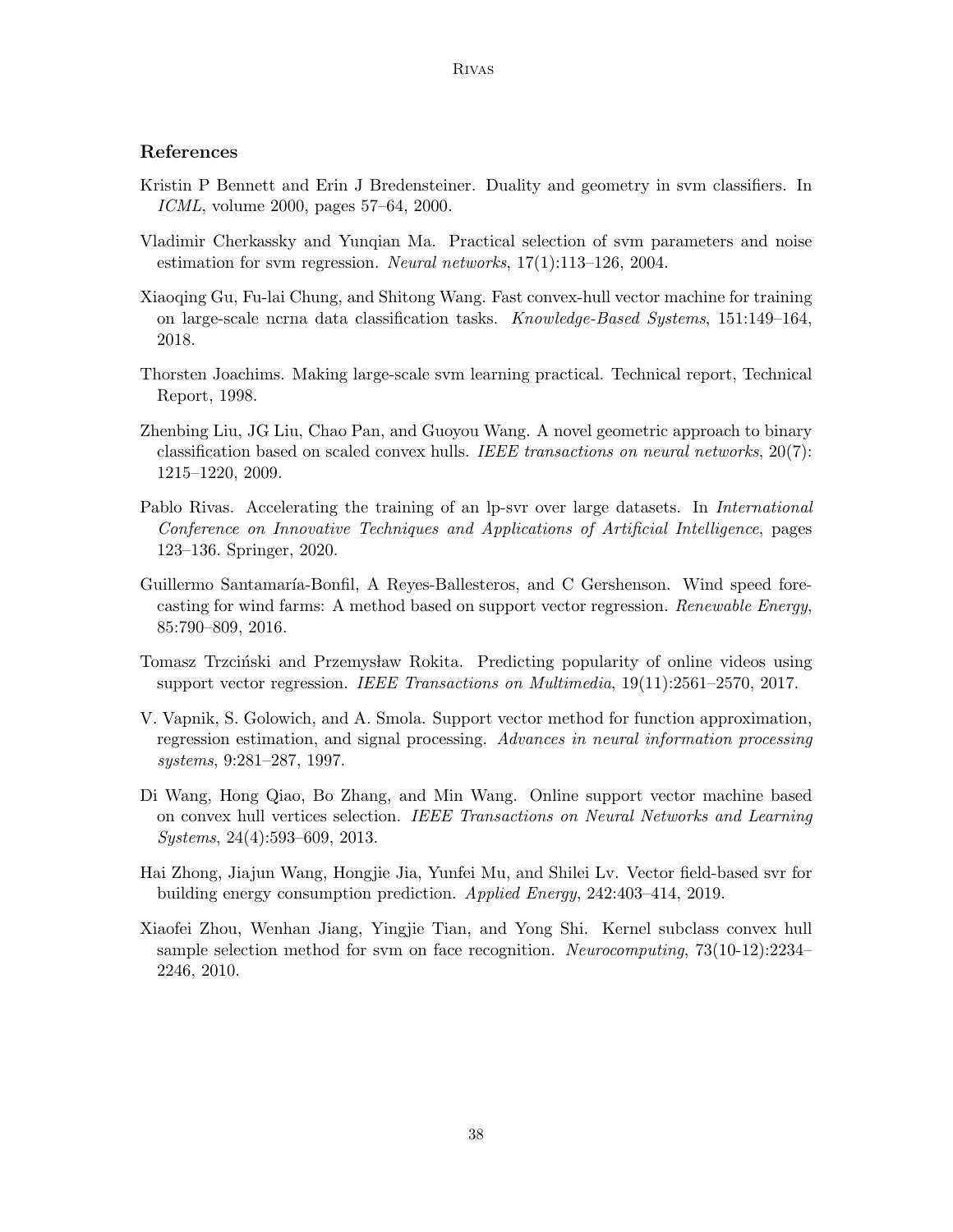## References

Kristin P Bennett and Erin J Bredensteiner. Duality and geometry in svm classifiers. In *ICML*, volume 2000, pages 57–64, 2000.

Vladimir Cherkassky and Yunqian Ma. Practical selection of svm parameters and noise estimation for svm regression. *Neural networks*, 17(1):113–126, 2004.

Xiaoqing Gu, Fu-lai Chung, and Shitong Wang. Fast convex-hull vector machine for training on large-scale ncrna data classification tasks. *Knowledge-Based Systems*, 151:149–164, 2018.

Thorsten Joachims. Making large-scale svm learning practical. Technical report, Technical Report, 1998.

Zhenbing Liu, JG Liu, Chao Pan, and Guoyou Wang. A novel geometric approach to binary classification based on scaled convex hulls. *IEEE transactions on neural networks*, 20(7): 1215–1220, 2009.

Pablo Rivas. Accelerating the training of an lp-svr over large datasets. In *International Conference on Innovative Techniques and Applications of Artificial Intelligence*, pages 123–136. Springer, 2020.

Guillermo Santamaría-Bonfil, A Reyes-Ballesteros, and C Gershenson. Wind speed forecasting for wind farms: A method based on support vector regression. *Renewable Energy*, 85:790–809, 2016.

Tomasz Trzciński and Przemysław Rokita. Predicting popularity of online videos using support vector regression. *IEEE Transactions on Multimedia*, 19(11):2561–2570, 2017.

V. Vapnik, S. Golowich, and A. Smola. Support vector method for function approximation, regression estimation, and signal processing. *Advances in neural information processing systems*, 9:281–287, 1997.

Di Wang, Hong Qiao, Bo Zhang, and Min Wang. Online support vector machine based on convex hull vertices selection. *IEEE Transactions on Neural Networks and Learning Systems*, 24(4):593–609, 2013.

Hai Zhong, Jiajun Wang, Hongjie Jia, Yunfei Mu, and Shilei Lv. Vector field-based svr for building energy consumption prediction. *Applied Energy*, 242:403–414, 2019.

Xiaofei Zhou, Wenhan Jiang, Yingjie Tian, and Yong Shi. Kernel subclass convex hull sample selection method for svm on face recognition. *Neurocomputing*, 73(10-12):2234–2246, 2010.